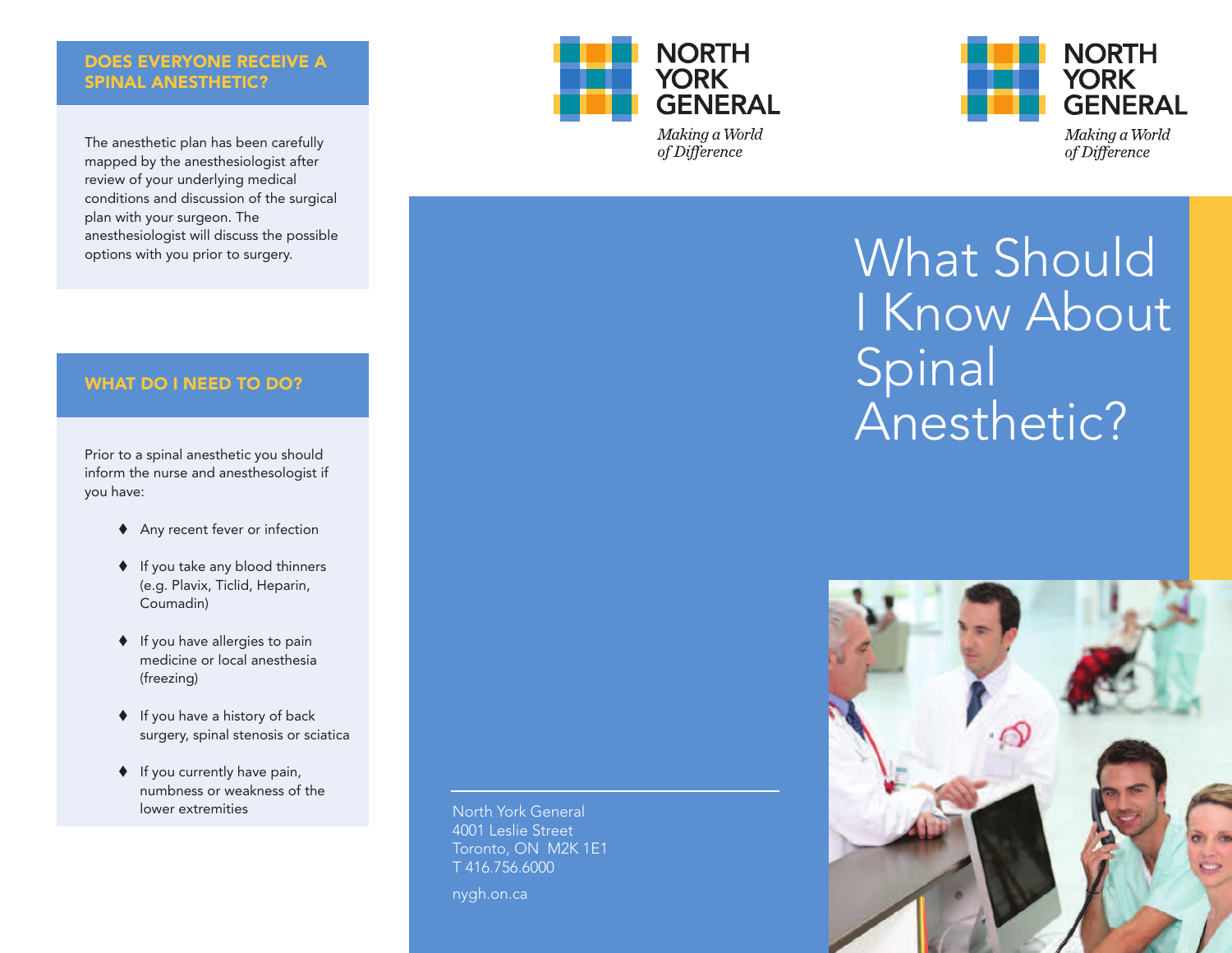## DOES EVERYONE RECEIVE A SPINAL ANESTHETIC?

The anesthetic plan has been carefully mapped by the anesthesiologist after review of your underlying medical conditions and discussion of the surgical plan with your surgeon. The anesthesiologist will discuss the possible options with you prior to surgery.

## WHAT DO I NEED TO DO?

Prior to a spinal anesthetic you should inform the nurse and anesthesologist if you have:

- Any recent fever or infection
- If you take any blood thinners (e.g. Plavix, Ticlid, Heparin, Coumadin)
- If you have allergies to pain medicine or local anesthesia (freezing)
- If you have a history of back surgery, spinal stenosis or sciatica
- If you currently have pain, numbness or weakness of the lower extremities

NORTH YORK GENERAL

*Making a World of Difference*

North York General
4001 Leslie Street
Toronto, ON M2K 1E1
T 416.756.6000

nygh.on.ca

NORTH YORK GENERAL

*Making a World of Difference*

# What Should I Know About Spinal Anesthetic?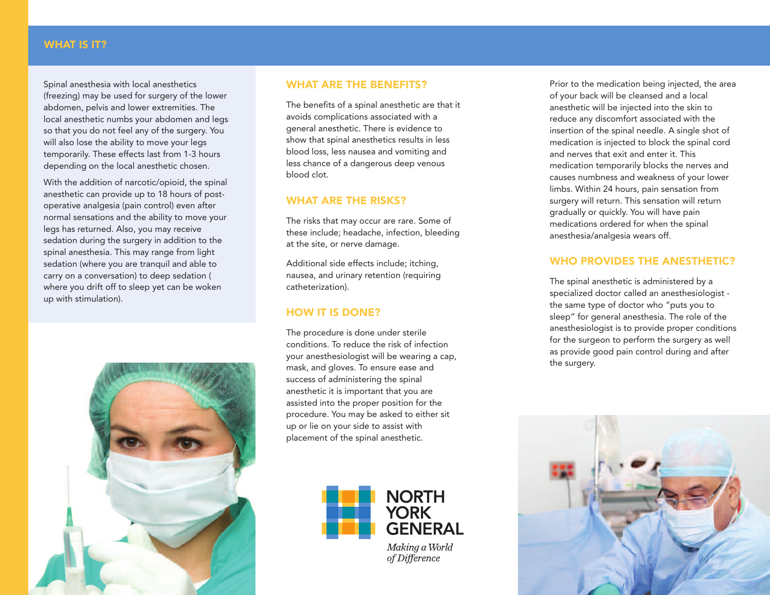## WHAT IS IT?

Spinal anesthesia with local anesthetics (freezing) may be used for surgery of the lower abdomen, pelvis and lower extremities. The local anesthetic numbs your abdomen and legs so that you do not feel any of the surgery. You will also lose the ability to move your legs temporarily. These effects last from 1-3 hours depending on the local anesthetic chosen.

With the addition of narcotic/opioid, the spinal anesthetic can provide up to 18 hours of post-operative analgesia (pain control) even after normal sensations and the ability to move your legs has returned. Also, you may receive sedation during the surgery in addition to the spinal anesthesia. This may range from light sedation (where you are tranquil and able to carry on a conversation) to deep sedation ( where you drift off to sleep yet can be woken up with stimulation).

## WHAT ARE THE BENEFITS?

The benefits of a spinal anesthetic are that it avoids complications associated with a general anesthetic. There is evidence to show that spinal anesthetics results in less blood loss, less nausea and vomiting and less chance of a dangerous deep venous blood clot.

## WHAT ARE THE RISKS?

The risks that may occur are rare. Some of these include; headache, infection, bleeding at the site, or nerve damage.

Additional side effects include; itching, nausea, and urinary retention (requiring catheterization).

## HOW IT IS DONE?

The procedure is done under sterile conditions. To reduce the risk of infection your anesthesiologist will be wearing a cap, mask, and gloves. To ensure ease and success of administering the spinal anesthetic it is important that you are assisted into the proper position for the procedure. You may be asked to either sit up or lie on your side to assist with placement of the spinal anesthetic.

Prior to the medication being injected, the area of your back will be cleansed and a local anesthetic will be injected into the skin to reduce any discomfort associated with the insertion of the spinal needle. A single shot of medication is injected to block the spinal cord and nerves that exit and enter it. This medication temporarily blocks the nerves and causes numbness and weakness of your lower limbs. Within 24 hours, pain sensation from surgery will return. This sensation will return gradually or quickly. You will have pain medications ordered for when the spinal anesthesia/analgesia wears off.

## WHO PROVIDES THE ANESTHETIC?

The spinal anesthetic is administered by a specialized doctor called an anesthesiologist - the same type of doctor who "puts you to sleep" for general anesthesia. The role of the anesthesiologist is to provide proper conditions for the surgeon to perform the surgery as well as provide good pain control during and after the surgery.

NORTH YORK GENERAL

*Making a World of Difference*